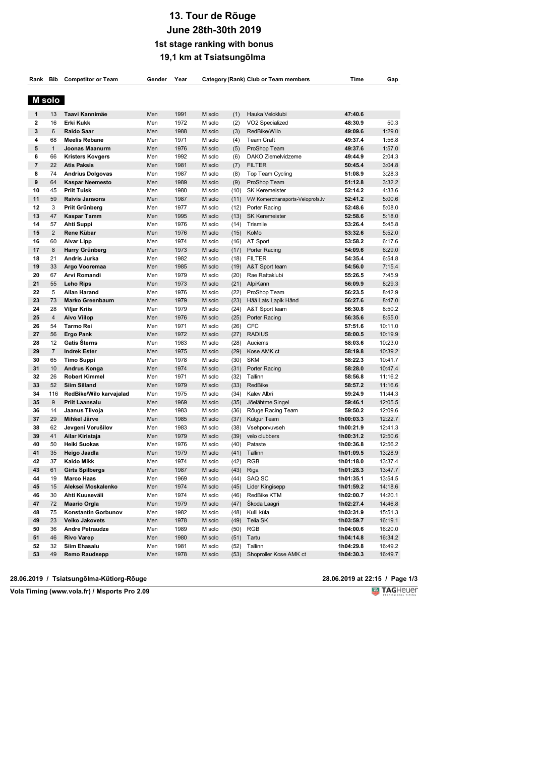# 13. Tour de Rõuge

## June 28th-30th 2019

### 1st stage ranking with bonus

### 19,1 km at Tsiatsungõlma

| Rank | Bib | Competitor or Team | Gender | Year | Category | (Rank) | Club or Team members | Time | Gap |
|---|---|---|---|---|---|---|---|---|---|
| **M solo** | | | | | | | | | |
| 1 | 13 | **Taavi Kannimäe** | Men | 1991 | M solo | (1) | Hauka Veloklubi | **47:40.6** | |
| 2 | 16 | **Erki Kukk** | Men | 1972 | M solo | (2) | VO2 Specialized | **48:30.9** | 50.3 |
| 3 | 6 | **Raido Saar** | Men | 1988 | M solo | (3) | RedBike/Wilo | **49:09.6** | 1:29.0 |
| 4 | 68 | **Meelis Rebane** | Men | 1971 | M solo | (4) | Team Craft | **49:37.4** | 1:56.8 |
| 5 | 1 | **Joonas Maanurm** | Men | 1976 | M solo | (5) | ProShop Team | **49:37.6** | 1:57.0 |
| 6 | 66 | **Kristers Kovgers** | Men | 1992 | M solo | (6) | DAKO Ziemelvidzeme | **49:44.9** | 2:04.3 |
| 7 | 22 | **Atis Paksis** | Men | 1981 | M solo | (7) | FILTER | **50:45.4** | 3:04.8 |
| 8 | 74 | **Andrius Dolgovas** | Men | 1987 | M solo | (8) | Top Team Cycling | **51:08.9** | 3:28.3 |
| 9 | 64 | **Kaspar Neemesto** | Men | 1989 | M solo | (9) | ProShop Team | **51:12.8** | 3:32.2 |
| 10 | 45 | **Priit Tuisk** | Men | 1980 | M solo | (10) | SK Keremeister | **52:14.2** | 4:33.6 |
| 11 | 59 | **Raivis Jansons** | Men | 1987 | M solo | (11) | VW Komerctransports-Veloprofs.lv | **52:41.2** | 5:00.6 |
| 12 | 3 | **Priit Grünberg** | Men | 1977 | M solo | (12) | Porter Racing | **52:48.6** | 5:08.0 |
| 13 | 47 | **Kaspar Tamm** | Men | 1995 | M solo | (13) | SK Keremeister | **52:58.6** | 5:18.0 |
| 14 | 57 | **Ahti Suppi** | Men | 1976 | M solo | (14) | Trismile | **53:26.4** | 5:45.8 |
| 15 | 2 | **Rene Kübar** | Men | 1976 | M solo | (15) | KoMo | **53:32.6** | 5:52.0 |
| 16 | 60 | **Aivar Lipp** | Men | 1974 | M solo | (16) | AT Sport | **53:58.2** | 6:17.6 |
| 17 | 8 | **Harry Grünberg** | Men | 1973 | M solo | (17) | Porter Racing | **54:09.6** | 6:29.0 |
| 18 | 21 | **Andris Jurka** | Men | 1982 | M solo | (18) | FILTER | **54:35.4** | 6:54.8 |
| 19 | 33 | **Argo Vooremaa** | Men | 1985 | M solo | (19) | A&T Sport team | **54:56.0** | 7:15.4 |
| 20 | 67 | **Arvi Romandi** | Men | 1979 | M solo | (20) | Rae Rattaklubi | **55:26.5** | 7:45.9 |
| 21 | 55 | **Leho Rips** | Men | 1973 | M solo | (21) | AlpiKann | **56:09.9** | 8:29.3 |
| 22 | 5 | **Allan Harand** | Men | 1976 | M solo | (22) | ProShop Team | **56:23.5** | 8:42.9 |
| 23 | 73 | **Marko Greenbaum** | Men | 1979 | M solo | (23) | Hää Lats Lapik Händ | **56:27.6** | 8:47.0 |
| 24 | 28 | **Viljar Kriis** | Men | 1979 | M solo | (24) | A&T Sport team | **56:30.8** | 8:50.2 |
| 25 | 4 | **Aivo Viilop** | Men | 1976 | M solo | (25) | Porter Racing | **56:35.6** | 8:55.0 |
| 26 | 54 | **Tarmo Rei** | Men | 1971 | M solo | (26) | CFC | **57:51.6** | 10:11.0 |
| 27 | 56 | **Ergo Pank** | Men | 1972 | M solo | (27) | RADIUS | **58:00.5** | 10:19.9 |
| 28 | 12 | **Gatis Šterns** | Men | 1983 | M solo | (28) | Auciems | **58:03.6** | 10:23.0 |
| 29 | 7 | **Indrek Ester** | Men | 1975 | M solo | (29) | Kose AMK ct | **58:19.8** | 10:39.2 |
| 30 | 65 | **Timo Suppi** | Men | 1978 | M solo | (30) | SKM | **58:22.3** | 10:41.7 |
| 31 | 10 | **Andrus Konga** | Men | 1974 | M solo | (31) | Porter Racing | **58:28.0** | 10:47.4 |
| 32 | 26 | **Robert Kimmel** | Men | 1971 | M solo | (32) | Tallinn | **58:56.8** | 11:16.2 |
| 33 | 52 | **Siim Silland** | Men | 1979 | M solo | (33) | RedBike | **58:57.2** | 11:16.6 |
| 34 | 116 | **RedBike/Wilo karvajalad** | Men | 1975 | M solo | (34) | Kalev Albri | **59:24.9** | 11:44.3 |
| 35 | 9 | **Priit Laansalu** | Men | 1969 | M solo | (35) | Jõelähtme Singel | **59:46.1** | 12:05.5 |
| 36 | 14 | **Jaanus Tiivoja** | Men | 1983 | M solo | (36) | Rõuge Racing Team | **59:50.2** | 12:09.6 |
| 37 | 29 | **Mihkel Järve** | Men | 1985 | M solo | (37) | Kulgur Team | **1h00:03.3** | 12:22.7 |
| 38 | 62 | **Jevgeni Vorušilov** | Men | 1983 | M solo | (38) | Vsehporvuvseh | **1h00:21.9** | 12:41.3 |
| 39 | 41 | **Ailar Kiristaja** | Men | 1979 | M solo | (39) | velo clubbers | **1h00:31.2** | 12:50.6 |
| 40 | 50 | **Heiki Suokas** | Men | 1976 | M solo | (40) | Pataste | **1h00:36.8** | 12:56.2 |
| 41 | 35 | **Heigo Jaadla** | Men | 1979 | M solo | (41) | Tallinn | **1h01:09.5** | 13:28.9 |
| 42 | 37 | **Kaido Mikk** | Men | 1974 | M solo | (42) | RGB | **1h01:18.0** | 13:37.4 |
| 43 | 61 | **Girts Spilbergs** | Men | 1987 | M solo | (43) | Riga | **1h01:28.3** | 13:47.7 |
| 44 | 19 | **Marco Haas** | Men | 1969 | M solo | (44) | SAQ SC | **1h01:35.1** | 13:54.5 |
| 45 | 15 | **Aleksei Moskalenko** | Men | 1974 | M solo | (45) | Lider Kingisepp | **1h01:59.2** | 14:18.6 |
| 46 | 30 | **Ahti Kuuseväli** | Men | 1974 | M solo | (46) | RedBike KTM | **1h02:00.7** | 14:20.1 |
| 47 | 72 | **Maario Orgla** | Men | 1979 | M solo | (47) | Škoda Laagri | **1h02:27.4** | 14:46.8 |
| 48 | 75 | **Konstantin Gorbunov** | Men | 1982 | M solo | (48) | Kulli küla | **1h03:31.9** | 15:51.3 |
| 49 | 23 | **Veiko Jakovets** | Men | 1978 | M solo | (49) | Telia SK | **1h03:59.7** | 16:19.1 |
| 50 | 36 | **Andre Petraudze** | Men | 1989 | M solo | (50) | RGB | **1h04:00.6** | 16:20.0 |
| 51 | 46 | **Rivo Varep** | Men | 1980 | M solo | (51) | Tartu | **1h04:14.8** | 16:34.2 |
| 52 | 32 | **Siim Ehasalu** | Men | 1981 | M solo | (52) | Tallinn | **1h04:29.8** | 16:49.2 |
| 53 | 49 | **Remo Raudsepp** | Men | 1978 | M solo | (53) | Shoproller Kose AMK ct | **1h04:30.3** | 16:49.7 |

**28.06.2019 / Tsiatsungõlma-Kütiorg-Rõuge** **28.06.2019 at 22:15**

**Vola Timing (www.vola.fr) / Msports Pro 2.09**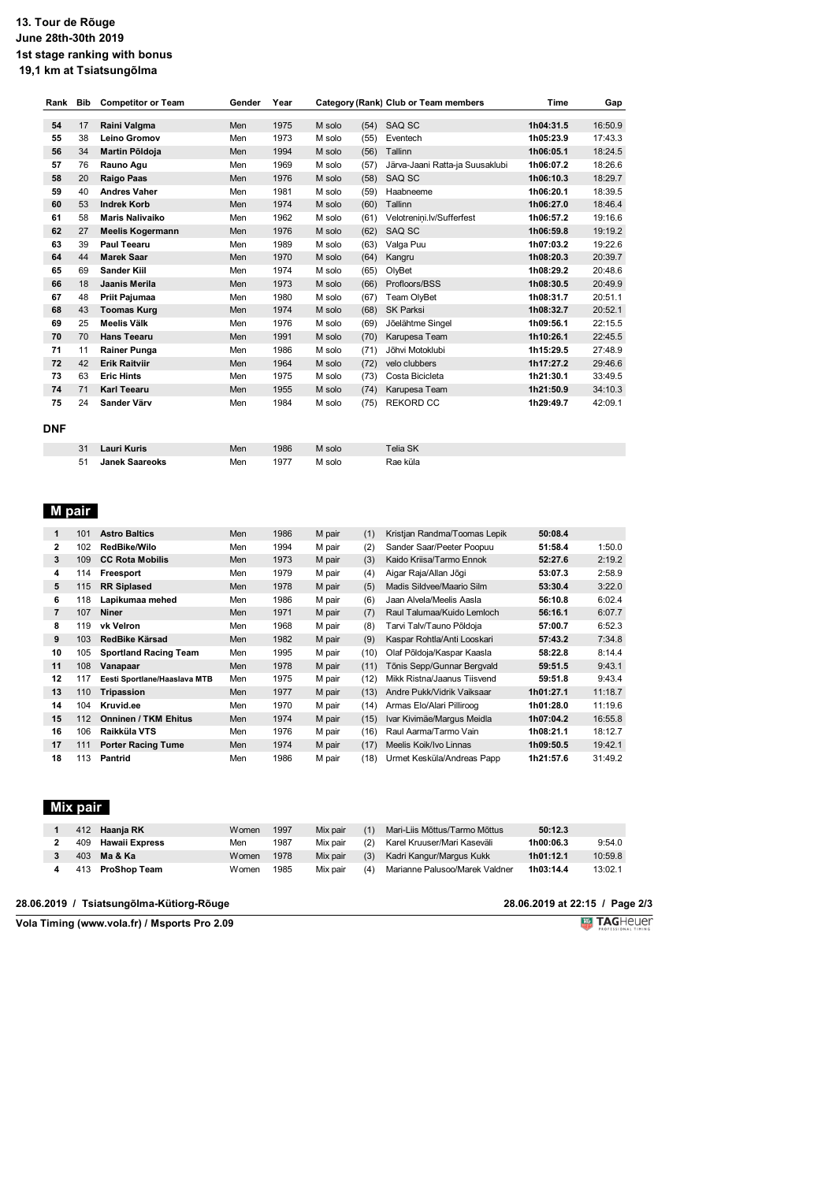# 13. Tour de Rõuge

**June 28th-30th 2019**

**1st stage ranking with bonus**

**19,1 km at Tsiatsungõlma**

| Rank | Bib | Competitor or Team | Gender | Year | Category | (Rank) | Club or Team members | Time | Gap |
|---|---|---|---|---|---|---|---|---|---|
| 54 | 17 | **Raini Valgma** | Men | 1975 | M solo | (54) | SAQ SC | **1h04:31.5** | 16:50.9 |
| 55 | 38 | **Leino Gromov** | Men | 1973 | M solo | (55) | Eventech | **1h05:23.9** | 17:43.3 |
| 56 | 34 | **Martin Põldoja** | Men | 1994 | M solo | (56) | Tallinn | **1h06:05.1** | 18:24.5 |
| 57 | 76 | **Rauno Agu** | Men | 1969 | M solo | (57) | Järva-Jaani Ratta-ja Suusaklubi | **1h06:07.2** | 18:26.6 |
| 58 | 20 | **Raigo Paas** | Men | 1976 | M solo | (58) | SAQ SC | **1h06:10.3** | 18:29.7 |
| 59 | 40 | **Andres Vaher** | Men | 1981 | M solo | (59) | Haabneeme | **1h06:20.1** | 18:39.5 |
| 60 | 53 | **Indrek Korb** | Men | 1974 | M solo | (60) | Tallinn | **1h06:27.0** | 18:46.4 |
| 61 | 58 | **Maris Nalivaiko** | Men | 1962 | M solo | (61) | Velotreniņi.lv/Sufferfest | **1h06:57.2** | 19:16.6 |
| 62 | 27 | **Meelis Kogermann** | Men | 1976 | M solo | (62) | SAQ SC | **1h06:59.8** | 19:19.2 |
| 63 | 39 | **Paul Teearu** | Men | 1989 | M solo | (63) | Valga Puu | **1h07:03.2** | 19:22.6 |
| 64 | 44 | **Marek Saar** | Men | 1970 | M solo | (64) | Kangru | **1h08:20.3** | 20:39.7 |
| 65 | 69 | **Sander Kiil** | Men | 1974 | M solo | (65) | OlyBet | **1h08:29.2** | 20:48.6 |
| 66 | 18 | **Jaanis Merila** | Men | 1973 | M solo | (66) | Profloors/BSS | **1h08:30.5** | 20:49.9 |
| 67 | 48 | **Priit Pajumaa** | Men | 1980 | M solo | (67) | Team OlyBet | **1h08:31.7** | 20:51.1 |
| 68 | 43 | **Toomas Kurg** | Men | 1974 | M solo | (68) | SK Parksi | **1h08:32.7** | 20:52.1 |
| 69 | 25 | **Meelis Välk** | Men | 1976 | M solo | (69) | Jõelähtme Singel | **1h09:56.1** | 22:15.5 |
| 70 | 70 | **Hans Teearu** | Men | 1991 | M solo | (70) | Karupesa Team | **1h10:26.1** | 22:45.5 |
| 71 | 11 | **Rainer Punga** | Men | 1986 | M solo | (71) | Jõhvi Motoklubi | **1h15:29.5** | 27:48.9 |
| 72 | 42 | **Erik Raitviir** | Men | 1964 | M solo | (72) | velo clubbers | **1h17:27.2** | 29:46.6 |
| 73 | 63 | **Eric Hints** | Men | 1975 | M solo | (73) | Costa Bicicleta | **1h21:30.1** | 33:49.5 |
| 74 | 71 | **Karl Teearu** | Men | 1955 | M solo | (74) | Karupesa Team | **1h21:50.9** | 34:10.3 |
| 75 | 24 | **Sander Värv** | Men | 1984 | M solo | (75) | REKORD CC | **1h29:49.7** | 42:09.1 |

**DNF**

| Rank | Bib | Competitor or Team | Gender | Year | Category | (Rank) | Club or Team members | Time | Gap |
|---|---|---|---|---|---|---|---|---|---|
| | 31 | **Lauri Kuris** | Men | 1986 | M solo | | Telia SK | | |
| | 51 | **Janek Saareoks** | Men | 1977 | M solo | | Rae küla | | |

## M pair

| Rank | Bib | Competitor or Team | Gender | Year | Category | (Rank) | Club or Team members | Time | Gap |
|---|---|---|---|---|---|---|---|---|---|
| 1 | 101 | **Astro Baltics** | Men | 1986 | M pair | (1) | Kristjan Randma/Toomas Lepik | **50:08.4** | |
| 2 | 102 | **RedBike/Wilo** | Men | 1994 | M pair | (2) | Sander Saar/Peeter Poopuu | **51:58.4** | 1:50.0 |
| 3 | 109 | **CC Rota Mobilis** | Men | 1973 | M pair | (3) | Kaido Kriisa/Tarmo Ennok | **52:27.6** | 2:19.2 |
| 4 | 114 | **Freesport** | Men | 1979 | M pair | (4) | Aigar Raja/Allan Jõgi | **53:07.3** | 2:58.9 |
| 5 | 115 | **RR Siplased** | Men | 1978 | M pair | (5) | Madis Sildvee/Maario Silm | **53:30.4** | 3:22.0 |
| 6 | 118 | **Lapikumaa mehed** | Men | 1986 | M pair | (6) | Jaan Alvela/Meelis Aasla | **56:10.8** | 6:02.4 |
| 7 | 107 | **Niner** | Men | 1971 | M pair | (7) | Raul Talumaa/Kuido Lemloch | **56:16.1** | 6:07.7 |
| 8 | 119 | **vk Velron** | Men | 1968 | M pair | (8) | Tarvi Talv/Tauno Põldoja | **57:00.7** | 6:52.3 |
| 9 | 103 | **RedBike Kärsad** | Men | 1982 | M pair | (9) | Kaspar Rohtla/Anti Looskari | **57:43.2** | 7:34.8 |
| 10 | 105 | **Sportland Racing Team** | Men | 1995 | M pair | (10) | Olaf Põldoja/Kaspar Kaasla | **58:22.8** | 8:14.4 |
| 11 | 108 | **Vanapaar** | Men | 1978 | M pair | (11) | Tõnis Sepp/Gunnar Bergvald | **59:51.5** | 9:43.1 |
| 12 | 117 | **Eesti Sportlane/Haaslava MTB** | Men | 1975 | M pair | (12) | Mikk Ristna/Jaanus Tiisvend | **59:51.8** | 9:43.4 |
| 13 | 110 | **Tripassion** | Men | 1977 | M pair | (13) | Andre Pukk/Vidrik Vaiksaar | **1h01:27.1** | 11:18.7 |
| 14 | 104 | **Kruvid.ee** | Men | 1970 | M pair | (14) | Armas Elo/Alari Pilliroog | **1h01:28.0** | 11:19.6 |
| 15 | 112 | **Onninen / TKM Ehitus** | Men | 1974 | M pair | (15) | Ivar Kivimäe/Margus Meidla | **1h07:04.2** | 16:55.8 |
| 16 | 106 | **Raikküla VTS** | Men | 1976 | M pair | (16) | Raul Aarma/Tarmo Vain | **1h08:21.1** | 18:12.7 |
| 17 | 111 | **Porter Racing Tume** | Men | 1974 | M pair | (17) | Meelis Koik/Ivo Linnas | **1h09:50.5** | 19:42.1 |
| 18 | 113 | **Pantrid** | Men | 1986 | M pair | (18) | Urmet Kesküla/Andreas Papp | **1h21:57.6** | 31:49.2 |

## Mix pair

| Rank | Bib | Competitor or Team | Gender | Year | Category | (Rank) | Club or Team members | Time | Gap |
|---|---|---|---|---|---|---|---|---|---|
| 1 | 412 | **Haanja RK** | Women | 1997 | Mix pair | (1) | Mari-Liis Mõttus/Tarmo Mõttus | **50:12.3** | |
| 2 | 409 | **Hawaii Express** | Men | 1987 | Mix pair | (2) | Karel Kruuser/Mari Kaseväli | **1h00:06.3** | 9:54.0 |
| 3 | 403 | **Ma & Ka** | Women | 1978 | Mix pair | (3) | Kadri Kangur/Margus Kukk | **1h01:12.1** | 10:59.8 |
| 4 | 413 | **ProShop Team** | Women | 1985 | Mix pair | (4) | Marianne Palusoo/Marek Valdner | **1h03:14.4** | 13:02.1 |

**28.06.2019 / Tsiatsungõlma-Kütiorg-Rõuge** — **28.06.2019 at 22:15**

**Vola Timing (www.vola.fr) / Msports Pro 2.09**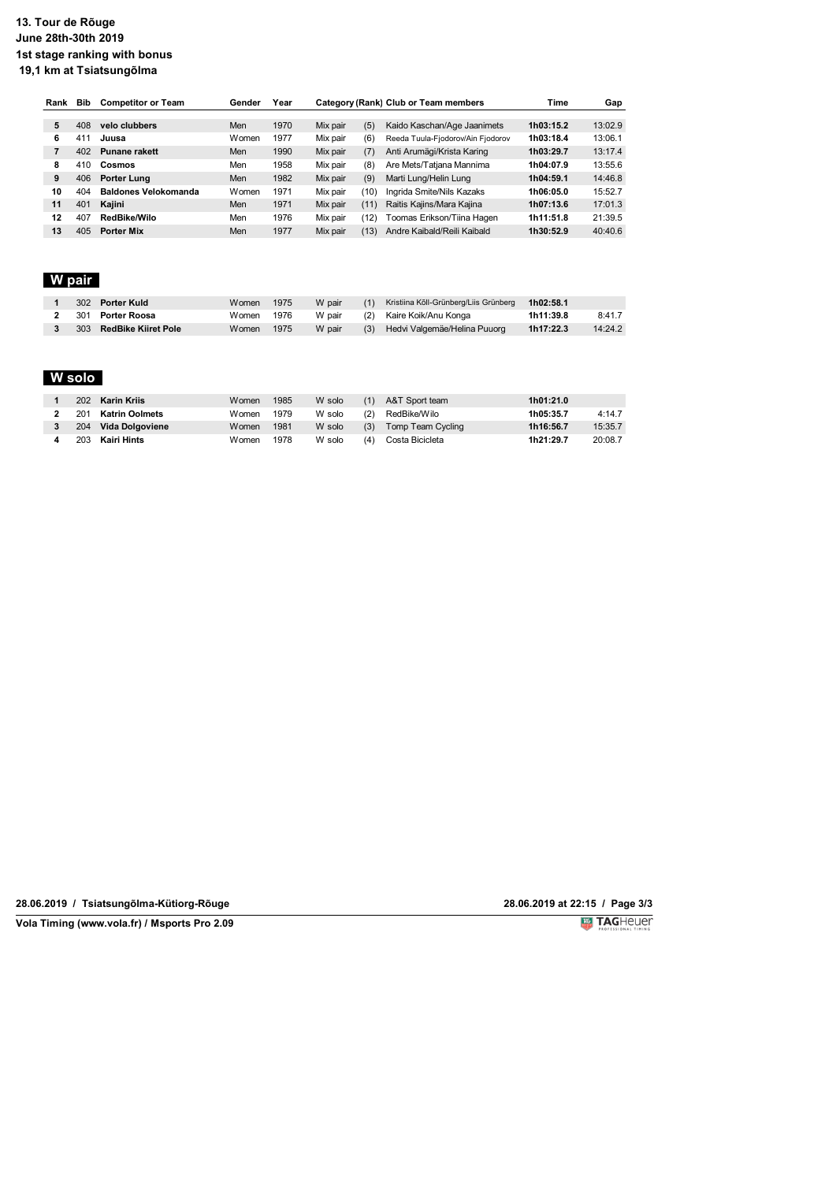**13. Tour de Rõuge**
**June 28th-30th 2019**
**1st stage ranking with bonus**
**19,1 km at Tsiatsungõlma**

| Rank | Bib | Competitor or Team | Gender | Year | Category | (Rank) | Club or Team members | Time | Gap |
|---|---|---|---|---|---|---|---|---|---|
| 5 | 408 | **velo clubbers** | Men | 1970 | Mix pair | (5) | Kaido Kaschan/Age Jaanimets | **1h03:15.2** | 13:02.9 |
| 6 | 411 | **Juusa** | Women | 1977 | Mix pair | (6) | Reeda Tuula-Fjodorov/Ain Fjodorov | **1h03:18.4** | 13:06.1 |
| 7 | 402 | **Punane rakett** | Men | 1990 | Mix pair | (7) | Anti Arumägi/Krista Karing | **1h03:29.7** | 13:17.4 |
| 8 | 410 | **Cosmos** | Men | 1958 | Mix pair | (8) | Are Mets/Tatjana Mannima | **1h04:07.9** | 13:55.6 |
| 9 | 406 | **Porter Lung** | Men | 1982 | Mix pair | (9) | Marti Lung/Helin Lung | **1h04:59.1** | 14:46.8 |
| 10 | 404 | **Baldones Velokomanda** | Women | 1971 | Mix pair | (10) | Ingrida Smite/Nils Kazaks | **1h06:05.0** | 15:52.7 |
| 11 | 401 | **Kajini** | Men | 1971 | Mix pair | (11) | Raitis Kajins/Mara Kajina | **1h07:13.6** | 17:01.3 |
| 12 | 407 | **RedBike/Wilo** | Men | 1976 | Mix pair | (12) | Toomas Erikson/Tiina Hagen | **1h11:51.8** | 21:39.5 |
| 13 | 405 | **Porter Mix** | Men | 1977 | Mix pair | (13) | Andre Kaibald/Reili Kaibald | **1h30:52.9** | 40:40.6 |

## W pair

| Rank | Bib | Competitor or Team | Gender | Year | Category | (Rank) | Club or Team members | Time | Gap |
|---|---|---|---|---|---|---|---|---|---|
| 1 | 302 | **Porter Kuld** | Women | 1975 | W pair | (1) | Kristiina Kõll-Grünberg/Liis Grünberg | **1h02:58.1** | |
| 2 | 301 | **Porter Roosa** | Women | 1976 | W pair | (2) | Kaire Koik/Anu Konga | **1h11:39.8** | 8:41.7 |
| 3 | 303 | **RedBike Kiiret Pole** | Women | 1975 | W pair | (3) | Hedvi Valgemäe/Helina Puuorg | **1h17:22.3** | 14:24.2 |

## W solo

| Rank | Bib | Competitor or Team | Gender | Year | Category | (Rank) | Club or Team members | Time | Gap |
|---|---|---|---|---|---|---|---|---|---|
| 1 | 202 | **Karin Kriis** | Women | 1985 | W solo | (1) | A&T Sport team | **1h01:21.0** | |
| 2 | 201 | **Katrin Oolmets** | Women | 1979 | W solo | (2) | RedBike/Wilo | **1h05:35.7** | 4:14.7 |
| 3 | 204 | **Vida Dolgoviene** | Women | 1981 | W solo | (3) | Tomp Team Cycling | **1h16:56.7** | 15:35.7 |
| 4 | 203 | **Kairi Hints** | Women | 1978 | W solo | (4) | Costa Bicicleta | **1h21:29.7** | 20:08.7 |

**28.06.2019 / Tsiatsungõlma-Kütiorg-Rõuge** **28.06.2019 at 22:15**

**Vola Timing (www.vola.fr) / Msports Pro 2.09**